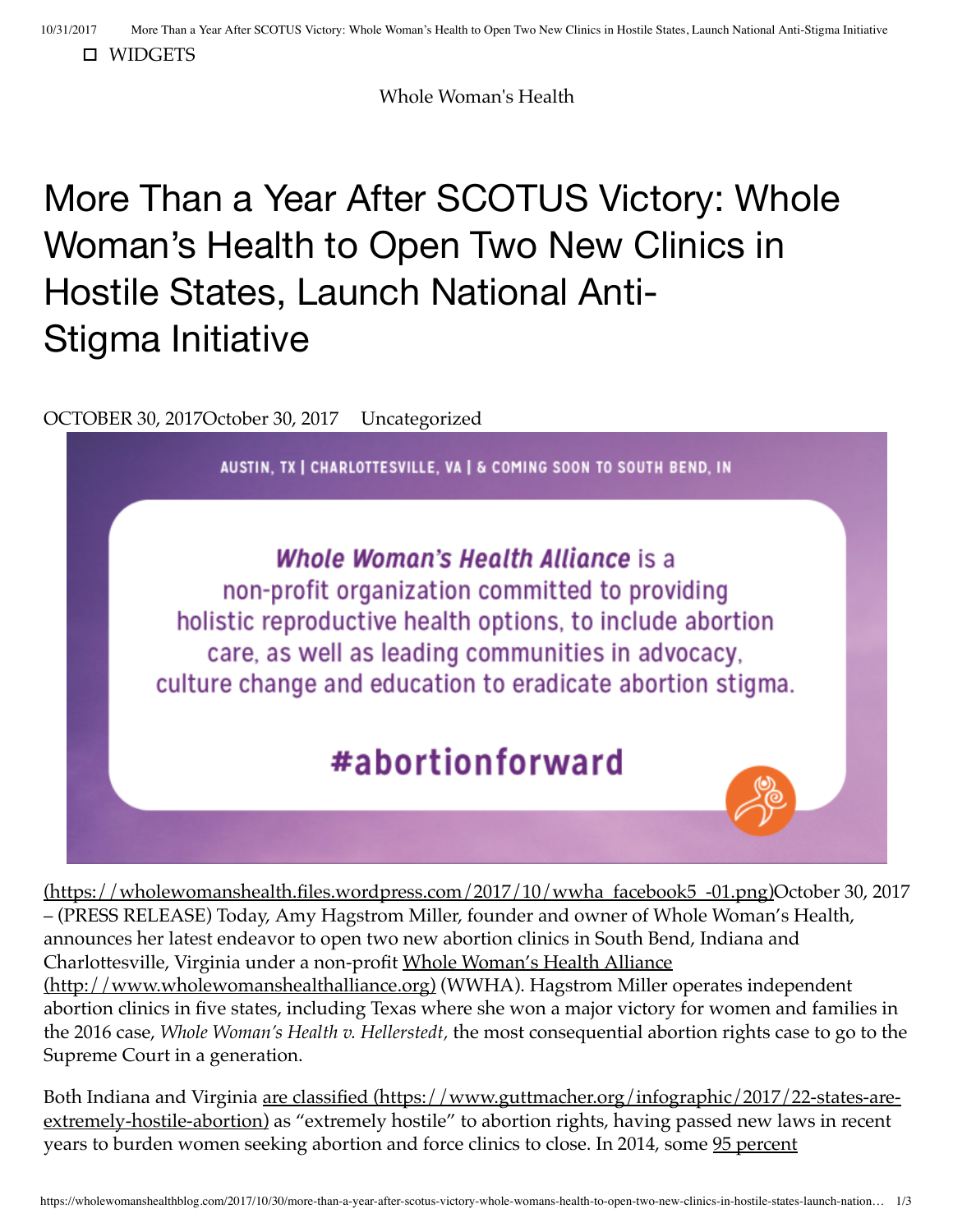☐ WIDGETS

Whole Woman's Health

# More Than a Year After SCOTUS Victory: Whole Woman's Health to Open Two New Clinics in Hostile States, Launch National Anti-Stigma Initiative

OCTOBER 30, 2017October 30, 2017 Uncategorized

AUSTIN, TX | CHARLOTTESVILLE, VA | & COMING SOON TO SOUTH BEND, IN

***Whole Woman's Health Alliance*** is a non-profit organization committed to providing holistic reproductive health options, to include abortion care, as well as leading communities in advocacy, culture change and education to eradicate abortion stigma.

**#abortionforward**

(https://wholewomanshealth.files.wordpress.com/2017/10/wwha_facebook5_-01.png)October 30, 2017 – (PRESS RELEASE) Today, Amy Hagstrom Miller, founder and owner of Whole Woman's Health, announces her latest endeavor to open two new abortion clinics in South Bend, Indiana and Charlottesville, Virginia under a non-profit Whole Woman's Health Alliance (http://www.wholewomanshealthalliance.org) (WWHA). Hagstrom Miller operates independent abortion clinics in five states, including Texas where she won a major victory for women and families in the 2016 case, *Whole Woman's Health v. Hellerstedt,* the most consequential abortion rights case to go to the Supreme Court in a generation.

Both Indiana and Virginia are classified (https://www.guttmacher.org/infographic/2017/22-states-are-extremely-hostile-abortion) as "extremely hostile" to abortion rights, having passed new laws in recent years to burden women seeking abortion and force clinics to close. In 2014, some 95 percent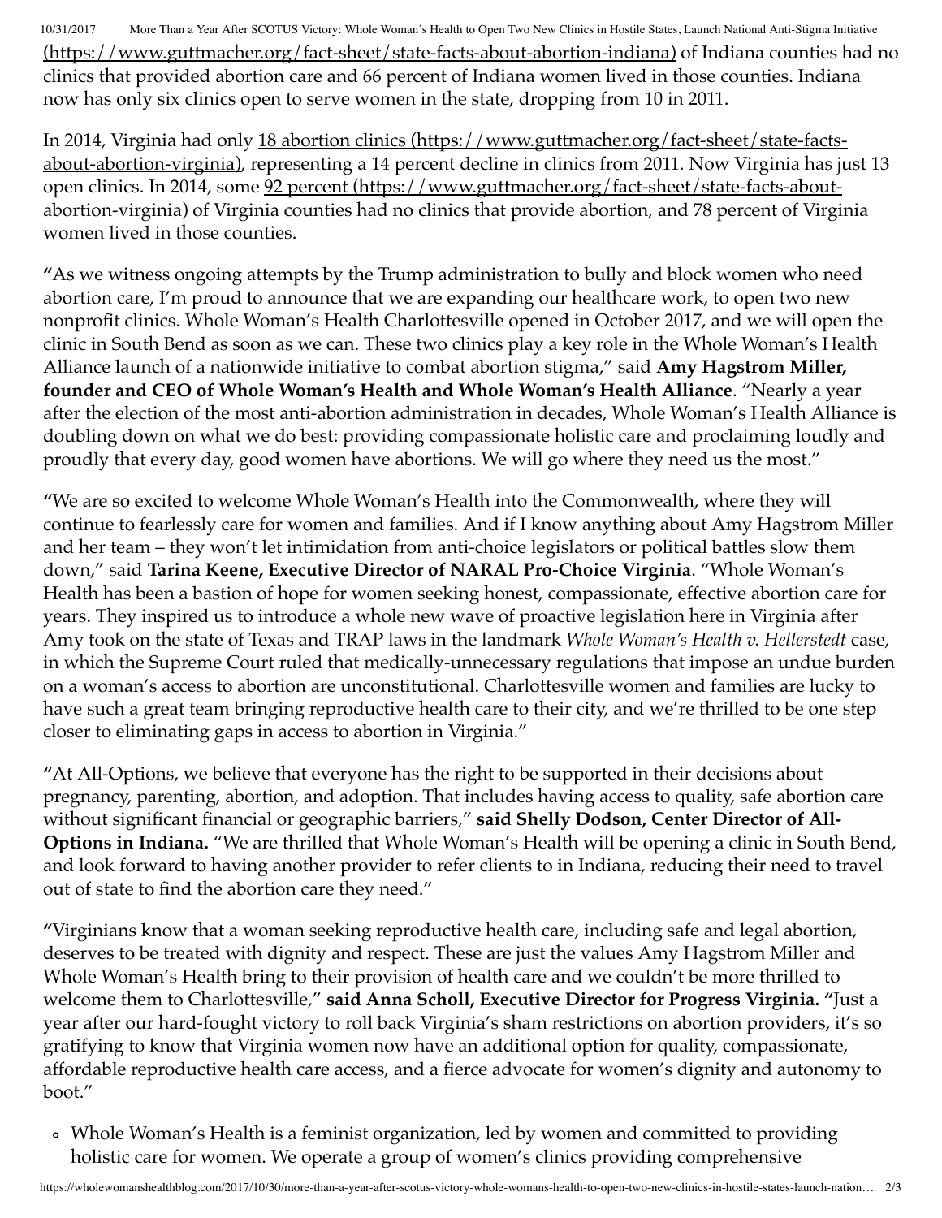[(https://www.guttmacher.org/fact-sheet/state-facts-about-abortion-indiana)](https://www.guttmacher.org/fact-sheet/state-facts-about-abortion-indiana) of Indiana counties had no clinics that provided abortion care and 66 percent of Indiana women lived in those counties. Indiana now has only six clinics open to serve women in the state, dropping from 10 in 2011.

In 2014, Virginia had only [18 abortion clinics (https://www.guttmacher.org/fact-sheet/state-facts-about-abortion-virginia)](https://www.guttmacher.org/fact-sheet/state-facts-about-abortion-virginia), representing a 14 percent decline in clinics from 2011. Now Virginia has just 13 open clinics. In 2014, some [92 percent (https://www.guttmacher.org/fact-sheet/state-facts-about-abortion-virginia)](https://www.guttmacher.org/fact-sheet/state-facts-about-abortion-virginia) of Virginia counties had no clinics that provide abortion, and 78 percent of Virginia women lived in those counties.

"As we witness ongoing attempts by the Trump administration to bully and block women who need abortion care, I'm proud to announce that we are expanding our healthcare work, to open two new nonprofit clinics. Whole Woman's Health Charlottesville opened in October 2017, and we will open the clinic in South Bend as soon as we can. These two clinics play a key role in the Whole Woman's Health Alliance launch of a nationwide initiative to combat abortion stigma," said **Amy Hagstrom Miller, founder and CEO of Whole Woman's Health and Whole Woman's Health Alliance**. "Nearly a year after the election of the most anti-abortion administration in decades, Whole Woman's Health Alliance is doubling down on what we do best: providing compassionate holistic care and proclaiming loudly and proudly that every day, good women have abortions. We will go where they need us the most."

"We are so excited to welcome Whole Woman's Health into the Commonwealth, where they will continue to fearlessly care for women and families. And if I know anything about Amy Hagstrom Miller and her team – they won't let intimidation from anti-choice legislators or political battles slow them down," said **Tarina Keene, Executive Director of NARAL Pro-Choice Virginia**. "Whole Woman's Health has been a bastion of hope for women seeking honest, compassionate, effective abortion care for years. They inspired us to introduce a whole new wave of proactive legislation here in Virginia after Amy took on the state of Texas and TRAP laws in the landmark *Whole Woman's Health v. Hellerstedt* case, in which the Supreme Court ruled that medically-unnecessary regulations that impose an undue burden on a woman's access to abortion are unconstitutional. Charlottesville women and families are lucky to have such a great team bringing reproductive health care to their city, and we're thrilled to be one step closer to eliminating gaps in access to abortion in Virginia."

"At All-Options, we believe that everyone has the right to be supported in their decisions about pregnancy, parenting, abortion, and adoption. That includes having access to quality, safe abortion care without significant financial or geographic barriers," **said Shelly Dodson, Center Director of All-Options in Indiana.** "We are thrilled that Whole Woman's Health will be opening a clinic in South Bend, and look forward to having another provider to refer clients to in Indiana, reducing their need to travel out of state to find the abortion care they need."

"Virginians know that a woman seeking reproductive health care, including safe and legal abortion, deserves to be treated with dignity and respect. These are just the values Amy Hagstrom Miller and Whole Woman's Health bring to their provision of health care and we couldn't be more thrilled to welcome them to Charlottesville," **said Anna Scholl, Executive Director for Progress Virginia.** "Just a year after our hard-fought victory to roll back Virginia's sham restrictions on abortion providers, it's so gratifying to know that Virginia women now have an additional option for quality, compassionate, affordable reproductive health care access, and a fierce advocate for women's dignity and autonomy to boot."

- Whole Woman's Health is a feminist organization, led by women and committed to providing holistic care for women. We operate a group of women's clinics providing comprehensive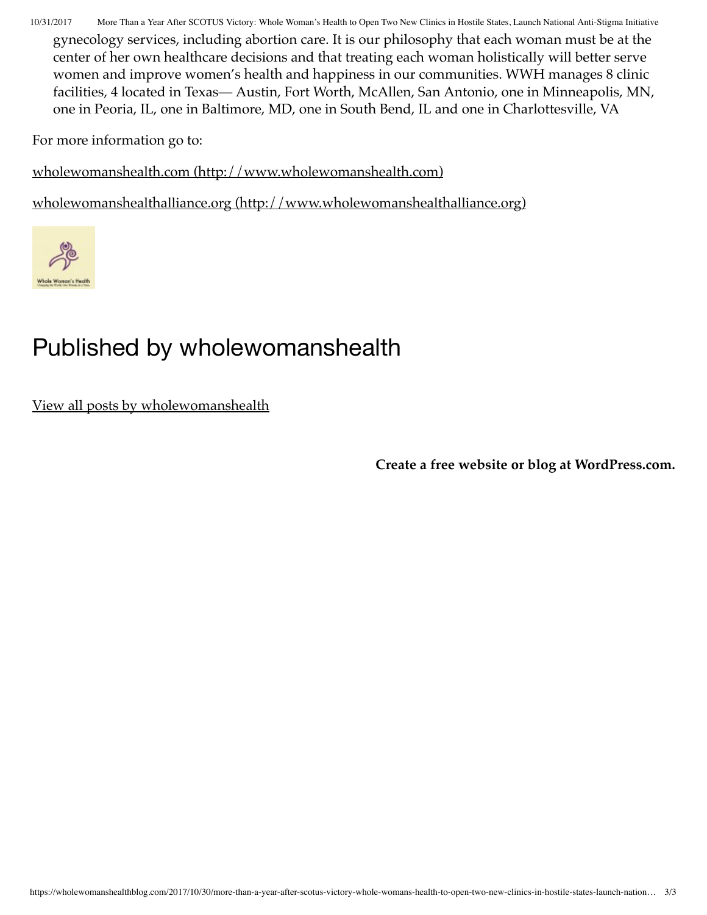gynecology services, including abortion care. It is our philosophy that each woman must be at the center of her own healthcare decisions and that treating each woman holistically will better serve women and improve women's health and happiness in our communities. WWH manages 8 clinic facilities, 4 located in Texas— Austin, Fort Worth, McAllen, San Antonio, one in Minneapolis, MN, one in Peoria, IL, one in Baltimore, MD, one in South Bend, IL and one in Charlottesville, VA

For more information go to:

wholewomanshealth.com (http://www.wholewomanshealth.com)

wholewomanshealthalliance.org (http://www.wholewomanshealthalliance.org)

## Published by wholewomanshealth

View all posts by wholewomanshealth

**Create a free website or blog at WordPress.com.**